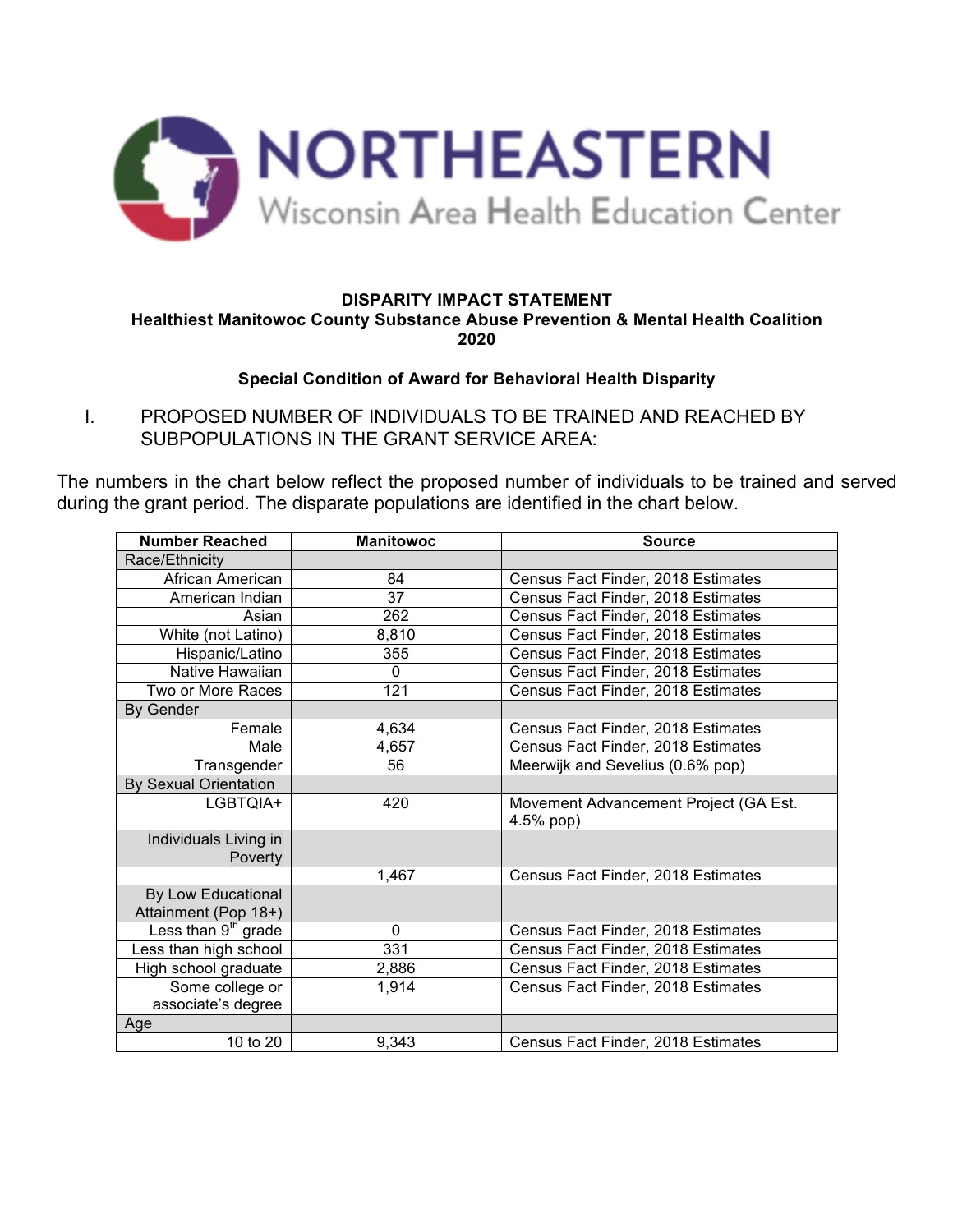NORTHEASTERN Wisconsin Area Health Education Center

**DISPARITY IMPACT STATEMENT**
**Healthiest Manitowoc County Substance Abuse Prevention & Mental Health Coalition**
**2020**

**Special Condition of Award for Behavioral Health Disparity**

I. PROPOSED NUMBER OF INDIVIDUALS TO BE TRAINED AND REACHED BY SUBPOPULATIONS IN THE GRANT SERVICE AREA:

The numbers in the chart below reflect the proposed number of individuals to be trained and served during the grant period. The disparate populations are identified in the chart below.

| Number Reached | Manitowoc | Source |
|---|---|---|
| Race/Ethnicity | | |
| African American | 84 | Census Fact Finder, 2018 Estimates |
| American Indian | 37 | Census Fact Finder, 2018 Estimates |
| Asian | 262 | Census Fact Finder, 2018 Estimates |
| White (not Latino) | 8,810 | Census Fact Finder, 2018 Estimates |
| Hispanic/Latino | 355 | Census Fact Finder, 2018 Estimates |
| Native Hawaiian | 0 | Census Fact Finder, 2018 Estimates |
| Two or More Races | 121 | Census Fact Finder, 2018 Estimates |
| By Gender | | |
| Female | 4,634 | Census Fact Finder, 2018 Estimates |
| Male | 4,657 | Census Fact Finder, 2018 Estimates |
| Transgender | 56 | Meerwijk and Sevelius (0.6% pop) |
| By Sexual Orientation | | |
| LGBTQIA+ | 420 | Movement Advancement Project (GA Est. 4.5% pop) |
| Individuals Living in Poverty | | |
| | 1,467 | Census Fact Finder, 2018 Estimates |
| By Low Educational Attainment (Pop 18+) | | |
| Less than 9th grade | 0 | Census Fact Finder, 2018 Estimates |
| Less than high school | 331 | Census Fact Finder, 2018 Estimates |
| High school graduate | 2,886 | Census Fact Finder, 2018 Estimates |
| Some college or associate's degree | 1,914 | Census Fact Finder, 2018 Estimates |
| Age | | |
| 10 to 20 | 9,343 | Census Fact Finder, 2018 Estimates |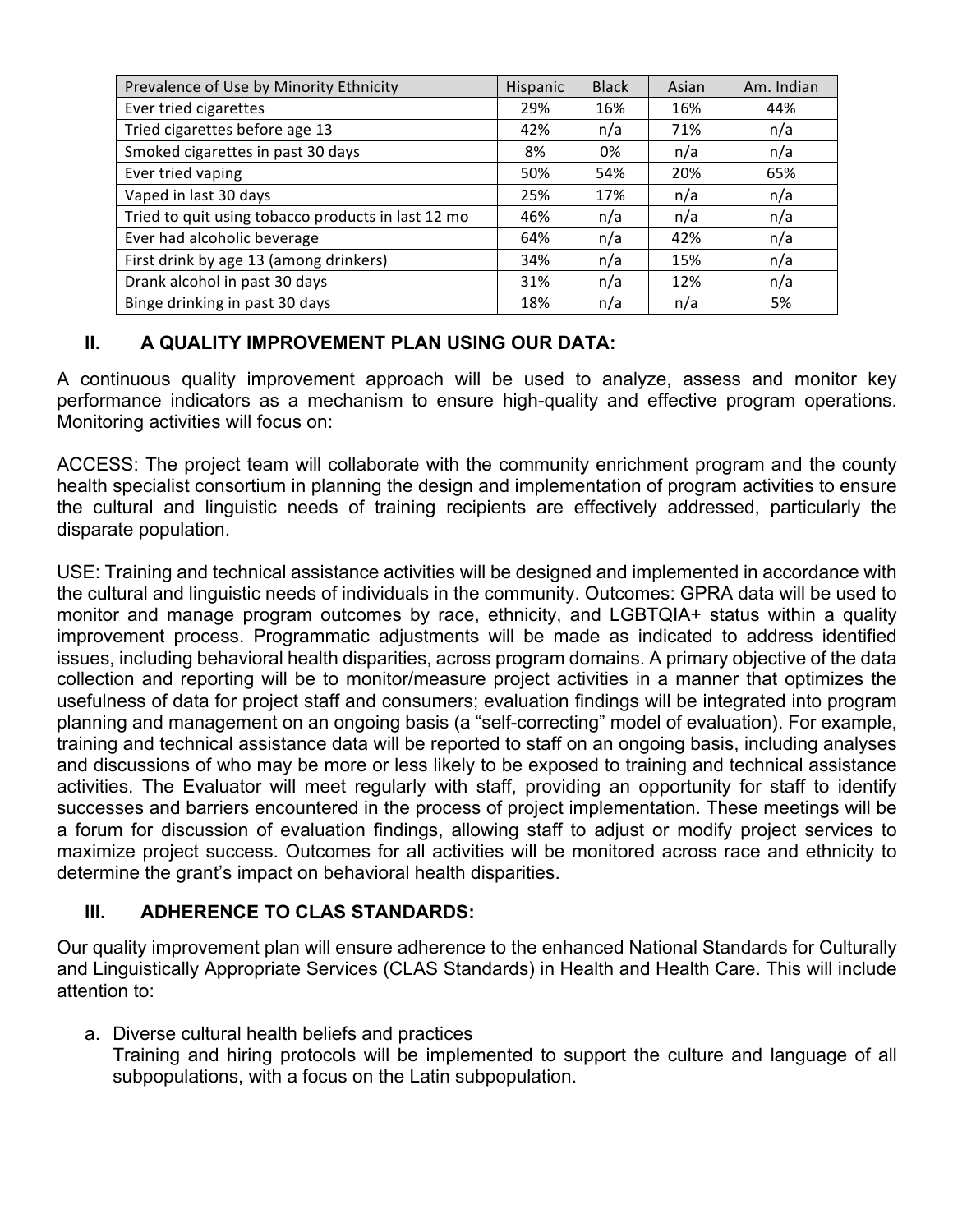| Prevalence of Use by Minority Ethnicity | Hispanic | Black | Asian | Am. Indian |
|---|---|---|---|---|
| Ever tried cigarettes | 29% | 16% | 16% | 44% |
| Tried cigarettes before age 13 | 42% | n/a | 71% | n/a |
| Smoked cigarettes in past 30 days | 8% | 0% | n/a | n/a |
| Ever tried vaping | 50% | 54% | 20% | 65% |
| Vaped in last 30 days | 25% | 17% | n/a | n/a |
| Tried to quit using tobacco products in last 12 mo | 46% | n/a | n/a | n/a |
| Ever had alcoholic beverage | 64% | n/a | 42% | n/a |
| First drink by age 13 (among drinkers) | 34% | n/a | 15% | n/a |
| Drank alcohol in past 30 days | 31% | n/a | 12% | n/a |
| Binge drinking in past 30 days | 18% | n/a | n/a | 5% |

## II. A QUALITY IMPROVEMENT PLAN USING OUR DATA:

A continuous quality improvement approach will be used to analyze, assess and monitor key performance indicators as a mechanism to ensure high-quality and effective program operations. Monitoring activities will focus on:

ACCESS: The project team will collaborate with the community enrichment program and the county health specialist consortium in planning the design and implementation of program activities to ensure the cultural and linguistic needs of training recipients are effectively addressed, particularly the disparate population.

USE: Training and technical assistance activities will be designed and implemented in accordance with the cultural and linguistic needs of individuals in the community. Outcomes: GPRA data will be used to monitor and manage program outcomes by race, ethnicity, and LGBTQIA+ status within a quality improvement process. Programmatic adjustments will be made as indicated to address identified issues, including behavioral health disparities, across program domains. A primary objective of the data collection and reporting will be to monitor/measure project activities in a manner that optimizes the usefulness of data for project staff and consumers; evaluation findings will be integrated into program planning and management on an ongoing basis (a "self-correcting" model of evaluation). For example, training and technical assistance data will be reported to staff on an ongoing basis, including analyses and discussions of who may be more or less likely to be exposed to training and technical assistance activities. The Evaluator will meet regularly with staff, providing an opportunity for staff to identify successes and barriers encountered in the process of project implementation. These meetings will be a forum for discussion of evaluation findings, allowing staff to adjust or modify project services to maximize project success. Outcomes for all activities will be monitored across race and ethnicity to determine the grant's impact on behavioral health disparities.

## III. ADHERENCE TO CLAS STANDARDS:

Our quality improvement plan will ensure adherence to the enhanced National Standards for Culturally and Linguistically Appropriate Services (CLAS Standards) in Health and Health Care. This will include attention to:

a. Diverse cultural health beliefs and practices
   Training and hiring protocols will be implemented to support the culture and language of all subpopulations, with a focus on the Latin subpopulation.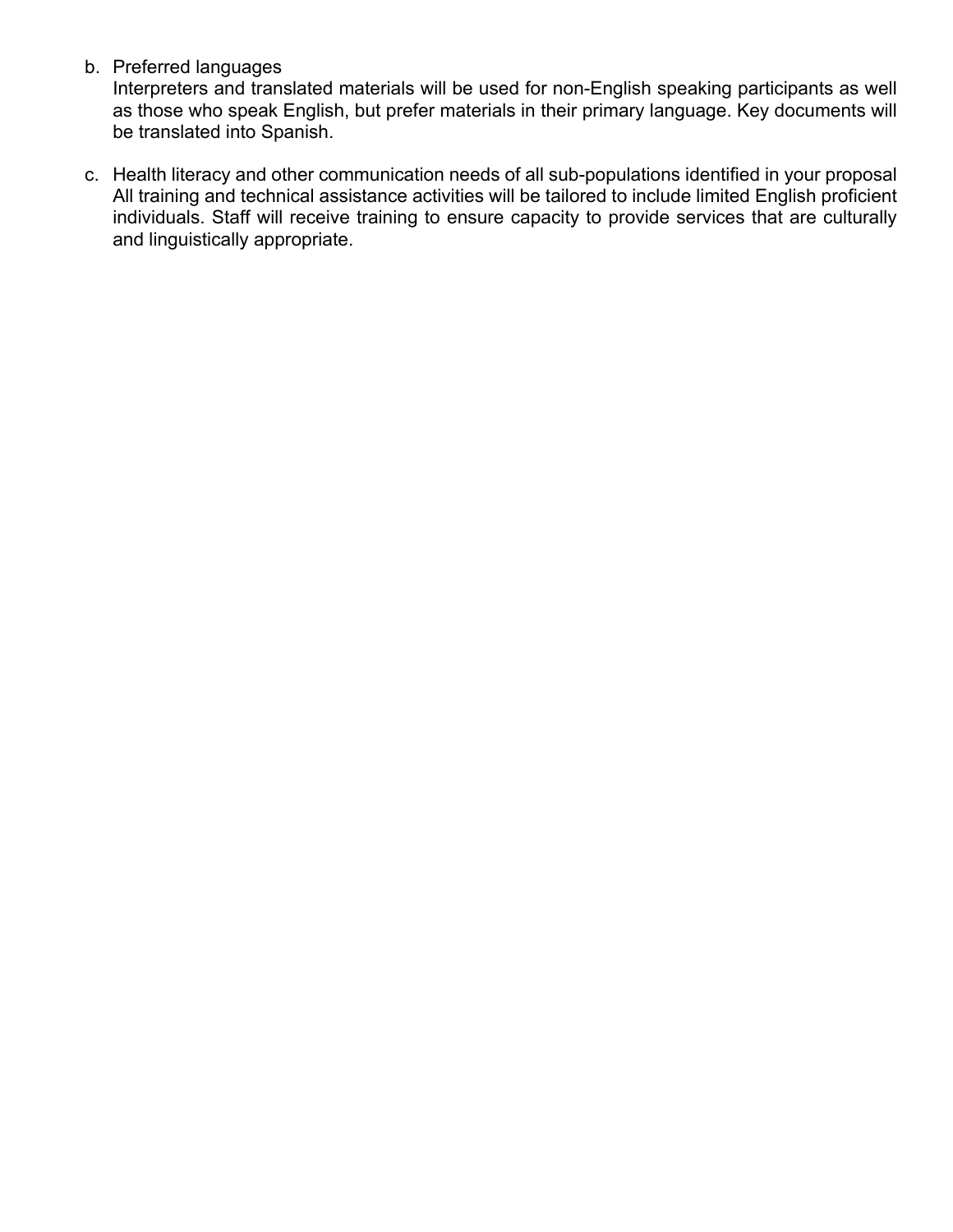b. Preferred languages
   Interpreters and translated materials will be used for non-English speaking participants as well as those who speak English, but prefer materials in their primary language. Key documents will be translated into Spanish.

c. Health literacy and other communication needs of all sub-populations identified in your proposal
   All training and technical assistance activities will be tailored to include limited English proficient individuals. Staff will receive training to ensure capacity to provide services that are culturally and linguistically appropriate.